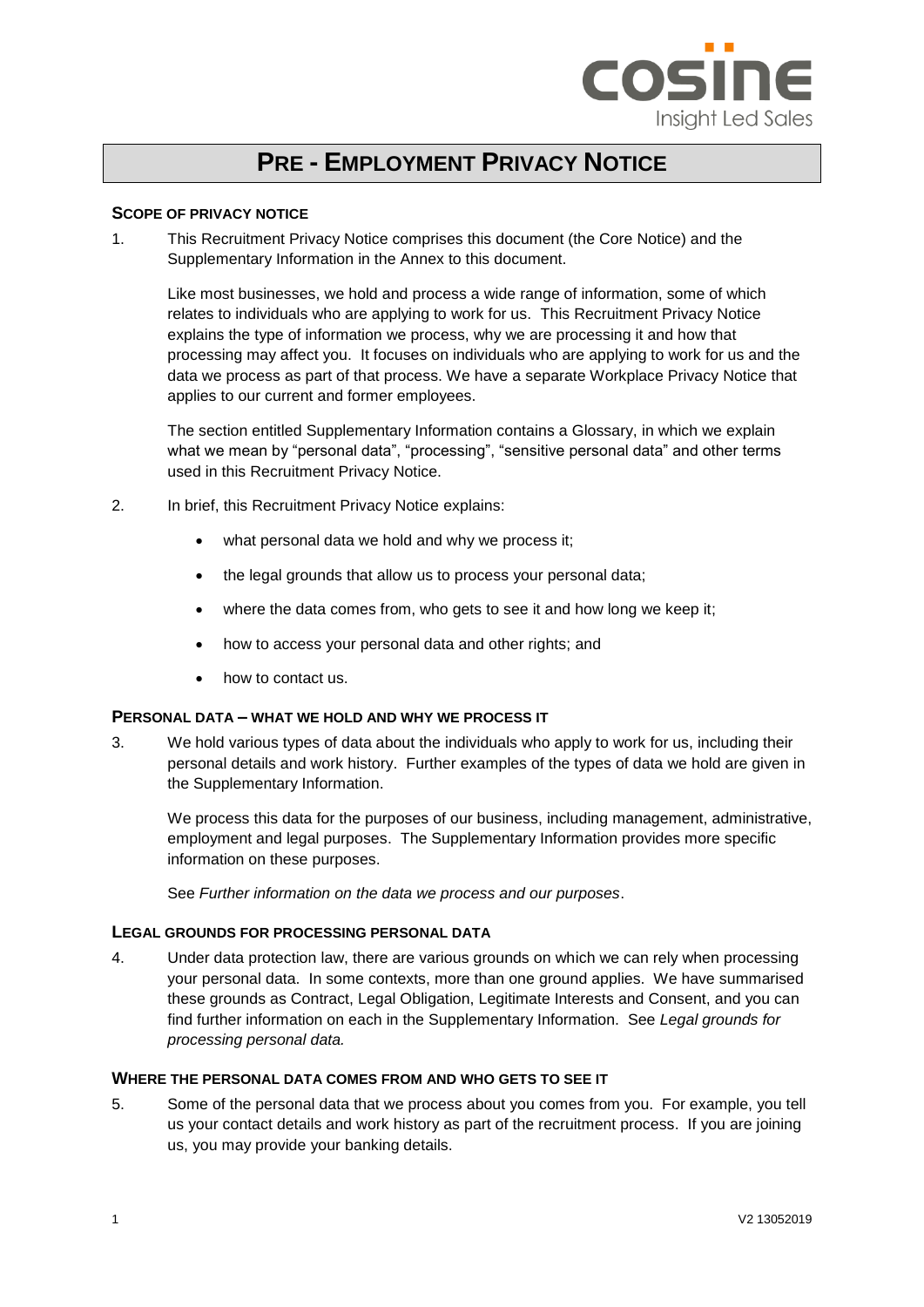# PRE - EMPLOYMENT PRIVACY NOTICE

## SCOPE OF PRIVACY NOTICE

1. This Recruitment Privacy Notice comprises this document (the Core Notice) and the Supplementary Information in the Annex to this document.

   Like most businesses, we hold and process a wide range of information, some of which relates to individuals who are applying to work for us. This Recruitment Privacy Notice explains the type of information we process, why we are processing it and how that processing may affect you. It focuses on individuals who are applying to work for us and the data we process as part of that process. We have a separate Workplace Privacy Notice that applies to our current and former employees.

   The section entitled Supplementary Information contains a Glossary, in which we explain what we mean by "personal data", "processing", "sensitive personal data" and other terms used in this Recruitment Privacy Notice.

2. In brief, this Recruitment Privacy Notice explains:

   - what personal data we hold and why we process it;
   - the legal grounds that allow us to process your personal data;
   - where the data comes from, who gets to see it and how long we keep it;
   - how to access your personal data and other rights; and
   - how to contact us.

## PERSONAL DATA – WHAT WE HOLD AND WHY WE PROCESS IT

3. We hold various types of data about the individuals who apply to work for us, including their personal details and work history. Further examples of the types of data we hold are given in the Supplementary Information.

   We process this data for the purposes of our business, including management, administrative, employment and legal purposes. The Supplementary Information provides more specific information on these purposes.

   See *Further information on the data we process and our purposes*.

## LEGAL GROUNDS FOR PROCESSING PERSONAL DATA

4. Under data protection law, there are various grounds on which we can rely when processing your personal data. In some contexts, more than one ground applies. We have summarised these grounds as Contract, Legal Obligation, Legitimate Interests and Consent, and you can find further information on each in the Supplementary Information. See *Legal grounds for processing personal data.*

## WHERE THE PERSONAL DATA COMES FROM AND WHO GETS TO SEE IT

5. Some of the personal data that we process about you comes from you. For example, you tell us your contact details and work history as part of the recruitment process. If you are joining us, you may provide your banking details.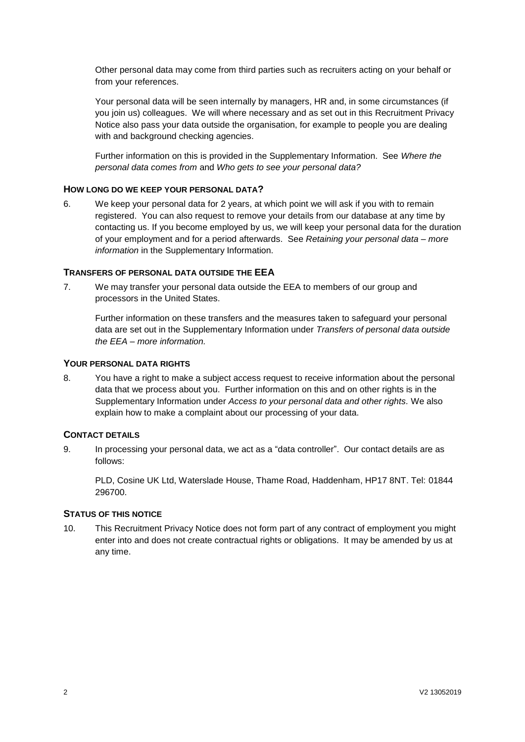Other personal data may come from third parties such as recruiters acting on your behalf or from your references.

Your personal data will be seen internally by managers, HR and, in some circumstances (if you join us) colleagues. We will where necessary and as set out in this Recruitment Privacy Notice also pass your data outside the organisation, for example to people you are dealing with and background checking agencies.

Further information on this is provided in the Supplementary Information. See *Where the personal data comes from* and *Who gets to see your personal data?*

### HOW LONG DO WE KEEP YOUR PERSONAL DATA?

6. We keep your personal data for 2 years, at which point we will ask if you with to remain registered. You can also request to remove your details from our database at any time by contacting us. If you become employed by us, we will keep your personal data for the duration of your employment and for a period afterwards. See *Retaining your personal data – more information* in the Supplementary Information.

### TRANSFERS OF PERSONAL DATA OUTSIDE THE EEA

7. We may transfer your personal data outside the EEA to members of our group and processors in the United States.

   Further information on these transfers and the measures taken to safeguard your personal data are set out in the Supplementary Information under *Transfers of personal data outside the EEA – more information.*

### YOUR PERSONAL DATA RIGHTS

8. You have a right to make a subject access request to receive information about the personal data that we process about you. Further information on this and on other rights is in the Supplementary Information under *Access to your personal data and other rights*. We also explain how to make a complaint about our processing of your data.

### CONTACT DETAILS

9. In processing your personal data, we act as a "data controller". Our contact details are as follows:

   PLD, Cosine UK Ltd, Waterslade House, Thame Road, Haddenham, HP17 8NT. Tel: 01844 296700.

### STATUS OF THIS NOTICE

10. This Recruitment Privacy Notice does not form part of any contract of employment you might enter into and does not create contractual rights or obligations. It may be amended by us at any time.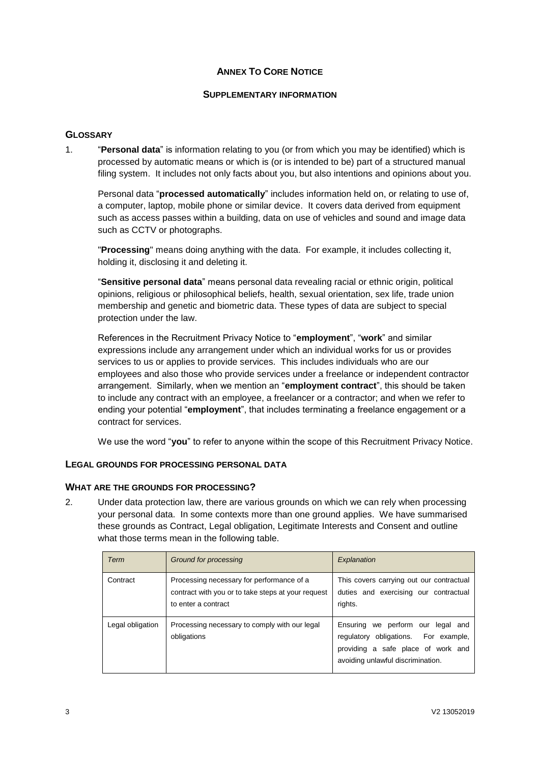## ANNEX TO CORE NOTICE

### SUPPLEMENTARY INFORMATION

### GLOSSARY

1. "**Personal data**" is information relating to you (or from which you may be identified) which is processed by automatic means or which is (or is intended to be) part of a structured manual filing system. It includes not only facts about you, but also intentions and opinions about you.

   Personal data "**processed automatically**" includes information held on, or relating to use of, a computer, laptop, mobile phone or similar device. It covers data derived from equipment such as access passes within a building, data on use of vehicles and sound and image data such as CCTV or photographs.

   "**Processing**" means doing anything with the data. For example, it includes collecting it, holding it, disclosing it and deleting it.

   "**Sensitive personal data**" means personal data revealing racial or ethnic origin, political opinions, religious or philosophical beliefs, health, sexual orientation, sex life, trade union membership and genetic and biometric data. These types of data are subject to special protection under the law.

   References in the Recruitment Privacy Notice to "**employment**", "**work**" and similar expressions include any arrangement under which an individual works for us or provides services to us or applies to provide services. This includes individuals who are our employees and also those who provide services under a freelance or independent contractor arrangement. Similarly, when we mention an "**employment contract**", this should be taken to include any contract with an employee, a freelancer or a contractor; and when we refer to ending your potential "**employment**", that includes terminating a freelance engagement or a contract for services.

   We use the word "**you**" to refer to anyone within the scope of this Recruitment Privacy Notice.

### LEGAL GROUNDS FOR PROCESSING PERSONAL DATA

### WHAT ARE THE GROUNDS FOR PROCESSING?

2. Under data protection law, there are various grounds on which we can rely when processing your personal data. In some contexts more than one ground applies. We have summarised these grounds as Contract, Legal obligation, Legitimate Interests and Consent and outline what those terms mean in the following table.

| *Term* | *Ground for processing* | *Explanation* |
|---|---|---|
| Contract | Processing necessary for performance of a contract with you or to take steps at your request to enter a contract | This covers carrying out our contractual duties and exercising our contractual rights. |
| Legal obligation | Processing necessary to comply with our legal obligations | Ensuring we perform our legal and regulatory obligations. For example, providing a safe place of work and avoiding unlawful discrimination. |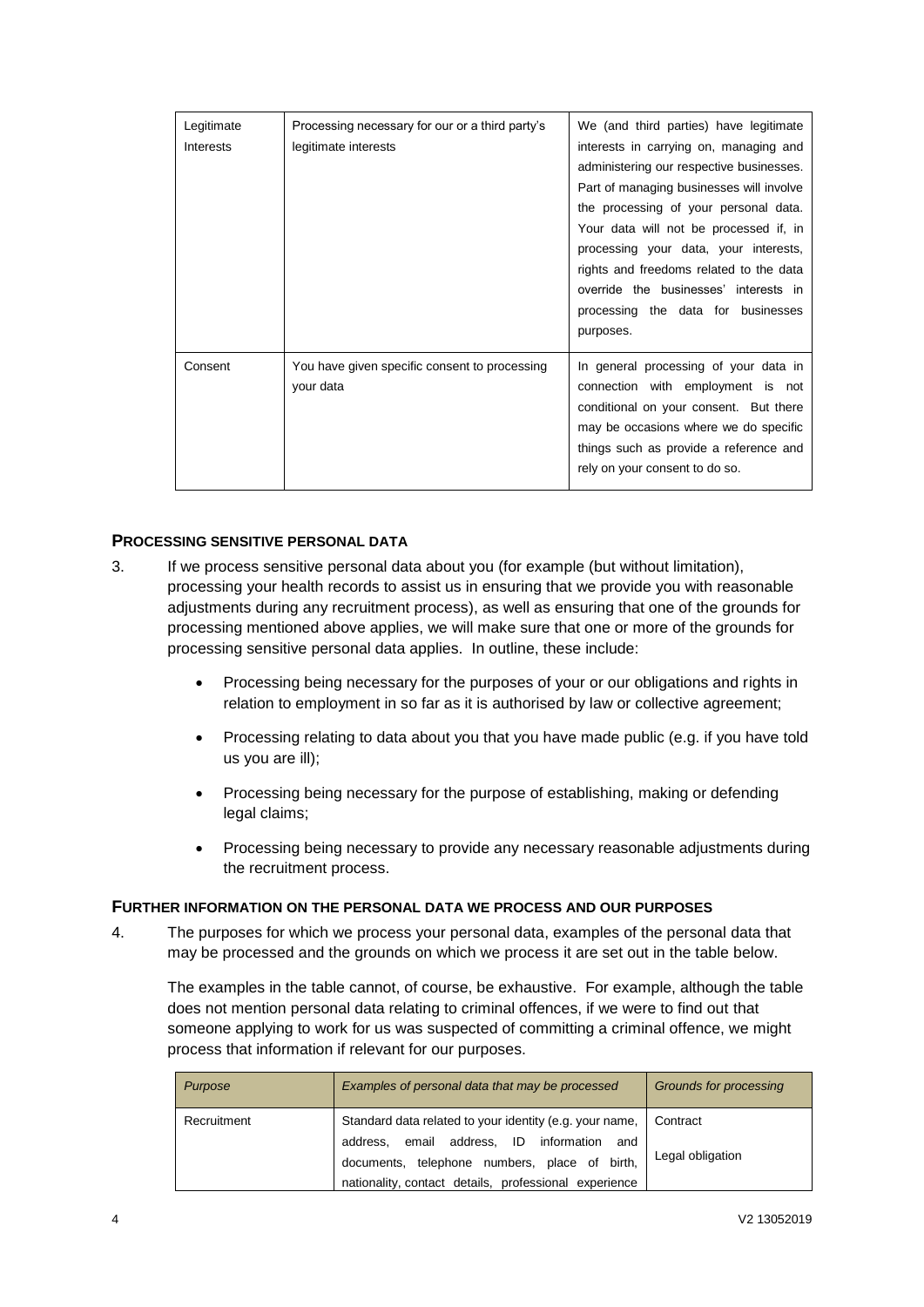| | | |
|---|---|---|
| Legitimate Interests | Processing necessary for our or a third party's legitimate interests | We (and third parties) have legitimate interests in carrying on, managing and administering our respective businesses. Part of managing businesses will involve the processing of your personal data. Your data will not be processed if, in processing your data, your interests, rights and freedoms related to the data override the businesses' interests in processing the data for businesses purposes. |
| Consent | You have given specific consent to processing your data | In general processing of your data in connection with employment is not conditional on your consent. But there may be occasions where we do specific things such as provide a reference and rely on your consent to do so. |

## PROCESSING SENSITIVE PERSONAL DATA

3. If we process sensitive personal data about you (for example (but without limitation), processing your health records to assist us in ensuring that we provide you with reasonable adjustments during any recruitment process), as well as ensuring that one of the grounds for processing mentioned above applies, we will make sure that one or more of the grounds for processing sensitive personal data applies. In outline, these include:

   - Processing being necessary for the purposes of your or our obligations and rights in relation to employment in so far as it is authorised by law or collective agreement;
   - Processing relating to data about you that you have made public (e.g. if you have told us you are ill);
   - Processing being necessary for the purpose of establishing, making or defending legal claims;
   - Processing being necessary to provide any necessary reasonable adjustments during the recruitment process.

## FURTHER INFORMATION ON THE PERSONAL DATA WE PROCESS AND OUR PURPOSES

4. The purposes for which we process your personal data, examples of the personal data that may be processed and the grounds on which we process it are set out in the table below.

   The examples in the table cannot, of course, be exhaustive. For example, although the table does not mention personal data relating to criminal offences, if we were to find out that someone applying to work for us was suspected of committing a criminal offence, we might process that information if relevant for our purposes.

| *Purpose* | *Examples of personal data that may be processed* | *Grounds for processing* |
|---|---|---|
| Recruitment | Standard data related to your identity (e.g. your name, address, email address, ID information and documents, telephone numbers, place of birth, nationality, contact details, professional experience | Contract<br>Legal obligation |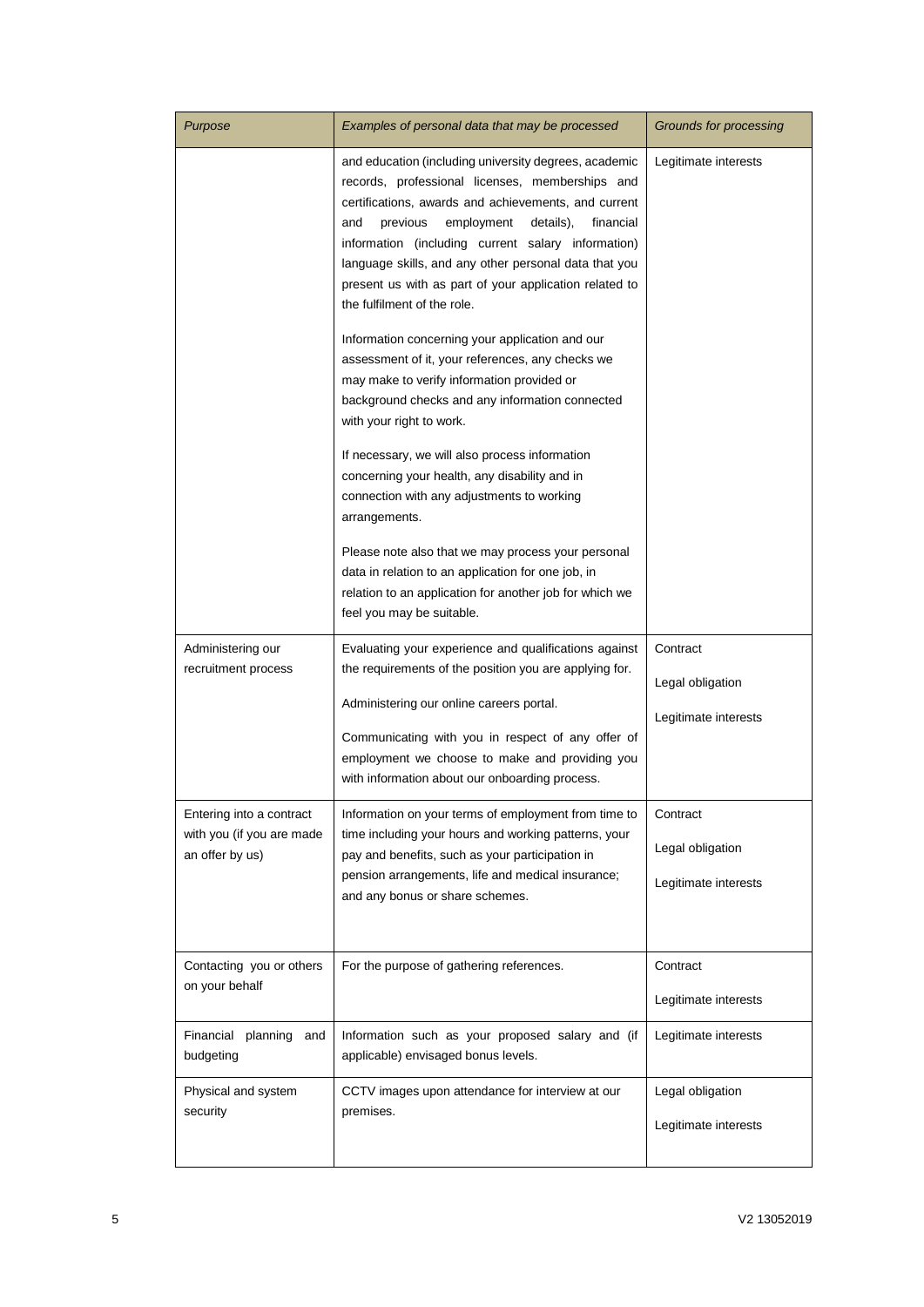| *Purpose* | *Examples of personal data that may be processed* | *Grounds for processing* |
|---|---|---|
| | and education (including university degrees, academic records, professional licenses, memberships and certifications, awards and achievements, and current and previous employment details), financial information (including current salary information) language skills, and any other personal data that you present us with as part of your application related to the fulfilment of the role.<br><br>Information concerning your application and our assessment of it, your references, any checks we may make to verify information provided or background checks and any information connected with your right to work.<br><br>If necessary, we will also process information concerning your health, any disability and in connection with any adjustments to working arrangements.<br><br>Please note also that we may process your personal data in relation to an application for one job, in relation to an application for another job for which we feel you may be suitable. | Legitimate interests |
| Administering our recruitment process | Evaluating your experience and qualifications against the requirements of the position you are applying for.<br><br>Administering our online careers portal.<br><br>Communicating with you in respect of any offer of employment we choose to make and providing you with information about our onboarding process. | Contract<br><br>Legal obligation<br><br>Legitimate interests |
| Entering into a contract with you (if you are made an offer by us) | Information on your terms of employment from time to time including your hours and working patterns, your pay and benefits, such as your participation in pension arrangements, life and medical insurance; and any bonus or share schemes. | Contract<br><br>Legal obligation<br><br>Legitimate interests |
| Contacting you or others on your behalf | For the purpose of gathering references. | Contract<br><br>Legitimate interests |
| Financial planning and budgeting | Information such as your proposed salary and (if applicable) envisaged bonus levels. | Legitimate interests |
| Physical and system security | CCTV images upon attendance for interview at our premises. | Legal obligation<br><br>Legitimate interests |

V2 13052019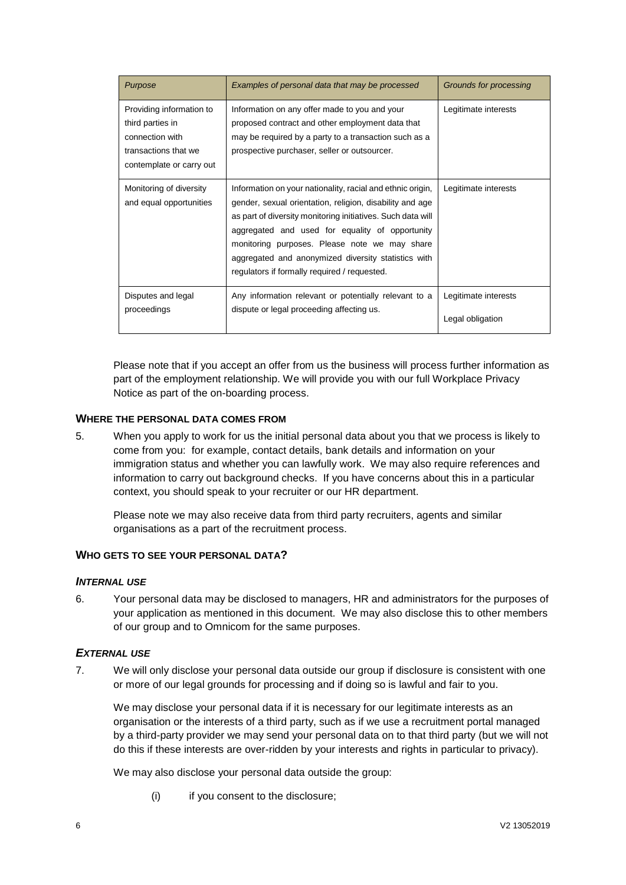| *Purpose* | *Examples of personal data that may be processed* | *Grounds for processing* |
| --- | --- | --- |
| Providing information to third parties in connection with transactions that we contemplate or carry out | Information on any offer made to you and your proposed contract and other employment data that may be required by a party to a transaction such as a prospective purchaser, seller or outsourcer. | Legitimate interests |
| Monitoring of diversity and equal opportunities | Information on your nationality, racial and ethnic origin, gender, sexual orientation, religion, disability and age as part of diversity monitoring initiatives. Such data will aggregated and used for equality of opportunity monitoring purposes. Please note we may share aggregated and anonymized diversity statistics with regulators if formally required / requested. | Legitimate interests |
| Disputes and legal proceedings | Any information relevant or potentially relevant to a dispute or legal proceeding affecting us. | Legitimate interests<br><br>Legal obligation |

Please note that if you accept an offer from us the business will process further information as part of the employment relationship. We will provide you with our full Workplace Privacy Notice as part of the on-boarding process.

### WHERE THE PERSONAL DATA COMES FROM

5. When you apply to work for us the initial personal data about you that we process is likely to come from you: for example, contact details, bank details and information on your immigration status and whether you can lawfully work. We may also require references and information to carry out background checks. If you have concerns about this in a particular context, you should speak to your recruiter or our HR department.

   Please note we may also receive data from third party recruiters, agents and similar organisations as a part of the recruitment process.

### WHO GETS TO SEE YOUR PERSONAL DATA?

#### *INTERNAL USE*

6. Your personal data may be disclosed to managers, HR and administrators for the purposes of your application as mentioned in this document. We may also disclose this to other members of our group and to Omnicom for the same purposes.

#### *EXTERNAL USE*

7. We will only disclose your personal data outside our group if disclosure is consistent with one or more of our legal grounds for processing and if doing so is lawful and fair to you.

   We may disclose your personal data if it is necessary for our legitimate interests as an organisation or the interests of a third party, such as if we use a recruitment portal managed by a third-party provider we may send your personal data on to that third party (but we will not do this if these interests are over-ridden by your interests and rights in particular to privacy).

   We may also disclose your personal data outside the group:

   (i) if you consent to the disclosure;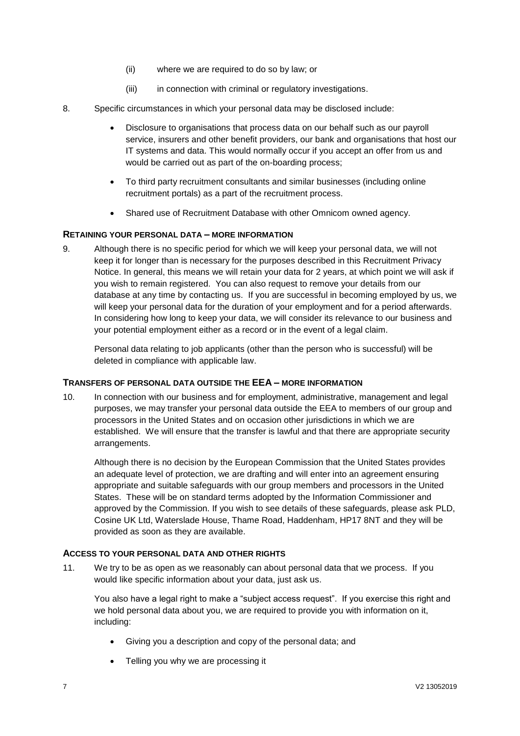(ii) where we are required to do so by law; or

(iii) in connection with criminal or regulatory investigations.

8. Specific circumstances in which your personal data may be disclosed include:

- Disclosure to organisations that process data on our behalf such as our payroll service, insurers and other benefit providers, our bank and organisations that host our IT systems and data. This would normally occur if you accept an offer from us and would be carried out as part of the on-boarding process;
- To third party recruitment consultants and similar businesses (including online recruitment portals) as a part of the recruitment process.
- Shared use of Recruitment Database with other Omnicom owned agency.

### RETAINING YOUR PERSONAL DATA – MORE INFORMATION

9. Although there is no specific period for which we will keep your personal data, we will not keep it for longer than is necessary for the purposes described in this Recruitment Privacy Notice. In general, this means we will retain your data for 2 years, at which point we will ask if you wish to remain registered. You can also request to remove your details from our database at any time by contacting us. If you are successful in becoming employed by us, we will keep your personal data for the duration of your employment and for a period afterwards. In considering how long to keep your data, we will consider its relevance to our business and your potential employment either as a record or in the event of a legal claim.

   Personal data relating to job applicants (other than the person who is successful) will be deleted in compliance with applicable law.

### TRANSFERS OF PERSONAL DATA OUTSIDE THE EEA – MORE INFORMATION

10. In connection with our business and for employment, administrative, management and legal purposes, we may transfer your personal data outside the EEA to members of our group and processors in the United States and on occasion other jurisdictions in which we are established. We will ensure that the transfer is lawful and that there are appropriate security arrangements.

    Although there is no decision by the European Commission that the United States provides an adequate level of protection, we are drafting and will enter into an agreement ensuring appropriate and suitable safeguards with our group members and processors in the United States. These will be on standard terms adopted by the Information Commissioner and approved by the Commission. If you wish to see details of these safeguards, please ask PLD, Cosine UK Ltd, Waterslade House, Thame Road, Haddenham, HP17 8NT and they will be provided as soon as they are available.

### ACCESS TO YOUR PERSONAL DATA AND OTHER RIGHTS

11. We try to be as open as we reasonably can about personal data that we process. If you would like specific information about your data, just ask us.

    You also have a legal right to make a "subject access request". If you exercise this right and we hold personal data about you, we are required to provide you with information on it, including:

    - Giving you a description and copy of the personal data; and
    - Telling you why we are processing it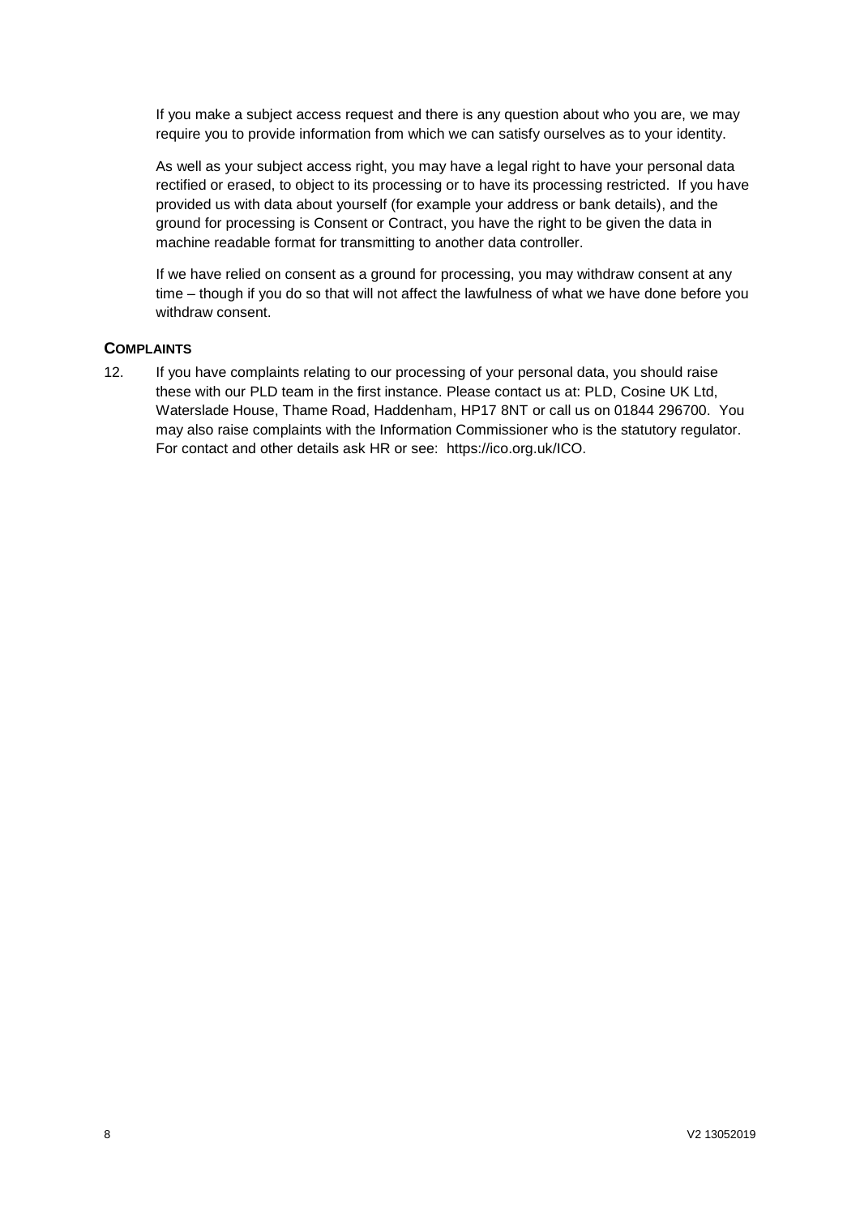If you make a subject access request and there is any question about who you are, we may require you to provide information from which we can satisfy ourselves as to your identity.

As well as your subject access right, you may have a legal right to have your personal data rectified or erased, to object to its processing or to have its processing restricted. If you have provided us with data about yourself (for example your address or bank details), and the ground for processing is Consent or Contract, you have the right to be given the data in machine readable format for transmitting to another data controller.

If we have relied on consent as a ground for processing, you may withdraw consent at any time – though if you do so that will not affect the lawfulness of what we have done before you withdraw consent.

## COMPLAINTS

12. If you have complaints relating to our processing of your personal data, you should raise these with our PLD team in the first instance. Please contact us at: PLD, Cosine UK Ltd, Waterslade House, Thame Road, Haddenham, HP17 8NT or call us on 01844 296700. You may also raise complaints with the Information Commissioner who is the statutory regulator. For contact and other details ask HR or see: https://ico.org.uk/ICO.

V2 13052019